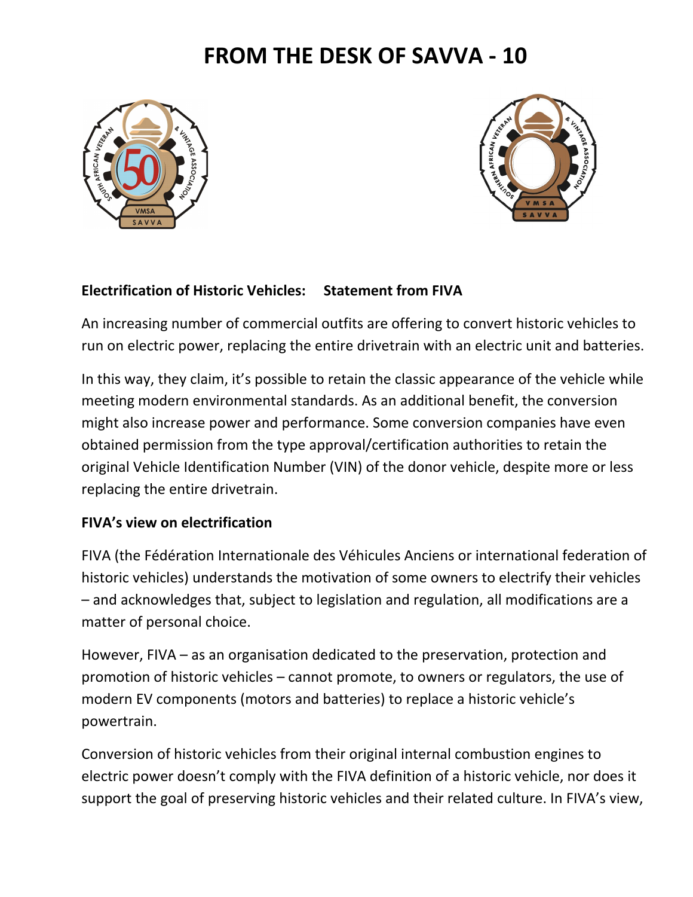# FROM THE DESK OF SAVVA - 10

**Electrification of Historic Vehicles: Statement from FIVA**

An increasing number of commercial outfits are offering to convert historic vehicles to run on electric power, replacing the entire drivetrain with an electric unit and batteries.

In this way, they claim, it's possible to retain the classic appearance of the vehicle while meeting modern environmental standards. As an additional benefit, the conversion might also increase power and performance. Some conversion companies have even obtained permission from the type approval/certification authorities to retain the original Vehicle Identification Number (VIN) of the donor vehicle, despite more or less replacing the entire drivetrain.

**FIVA's view on electrification**

FIVA (the Fédération Internationale des Véhicules Anciens or international federation of historic vehicles) understands the motivation of some owners to electrify their vehicles – and acknowledges that, subject to legislation and regulation, all modifications are a matter of personal choice.

However, FIVA – as an organisation dedicated to the preservation, protection and promotion of historic vehicles – cannot promote, to owners or regulators, the use of modern EV components (motors and batteries) to replace a historic vehicle's powertrain.

Conversion of historic vehicles from their original internal combustion engines to electric power doesn't comply with the FIVA definition of a historic vehicle, nor does it support the goal of preserving historic vehicles and their related culture. In FIVA's view,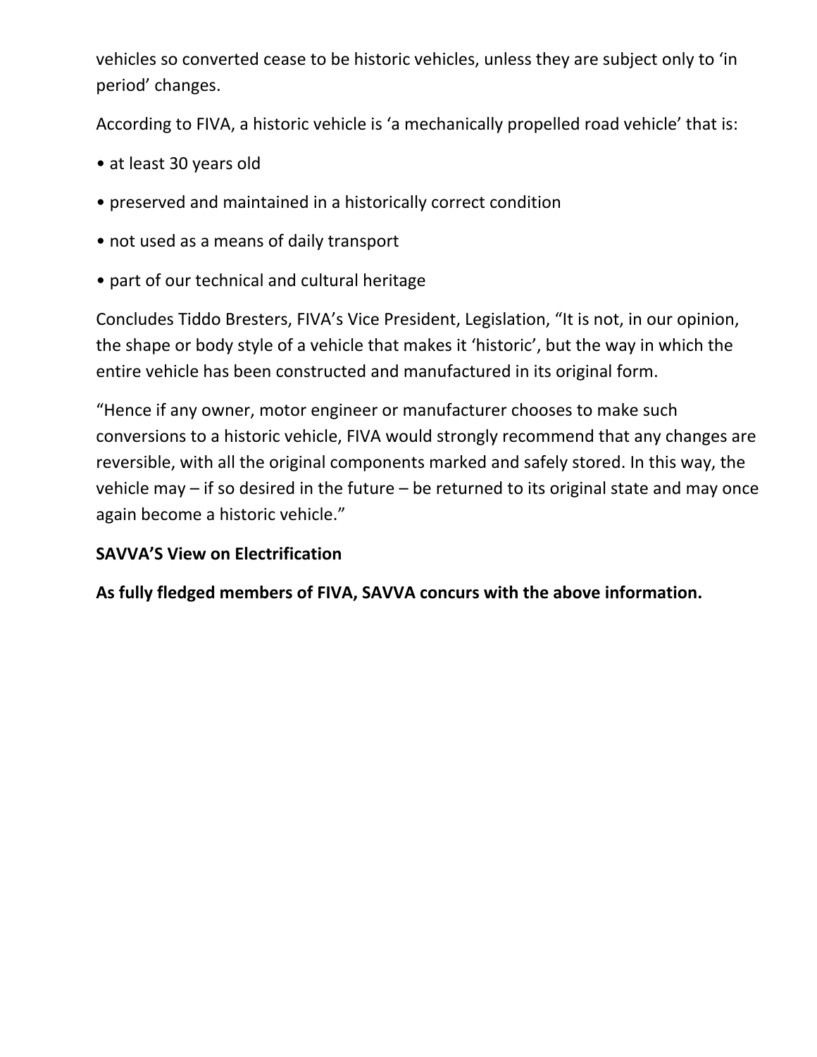vehicles so converted cease to be historic vehicles, unless they are subject only to 'in period' changes.

According to FIVA, a historic vehicle is 'a mechanically propelled road vehicle' that is:

- at least 30 years old
- preserved and maintained in a historically correct condition
- not used as a means of daily transport
- part of our technical and cultural heritage

Concludes Tiddo Bresters, FIVA's Vice President, Legislation, "It is not, in our opinion, the shape or body style of a vehicle that makes it 'historic', but the way in which the entire vehicle has been constructed and manufactured in its original form.

"Hence if any owner, motor engineer or manufacturer chooses to make such conversions to a historic vehicle, FIVA would strongly recommend that any changes are reversible, with all the original components marked and safely stored. In this way, the vehicle may – if so desired in the future – be returned to its original state and may once again become a historic vehicle."

**SAVVA'S View on Electrification**

**As fully fledged members of FIVA, SAVVA concurs with the above information.**